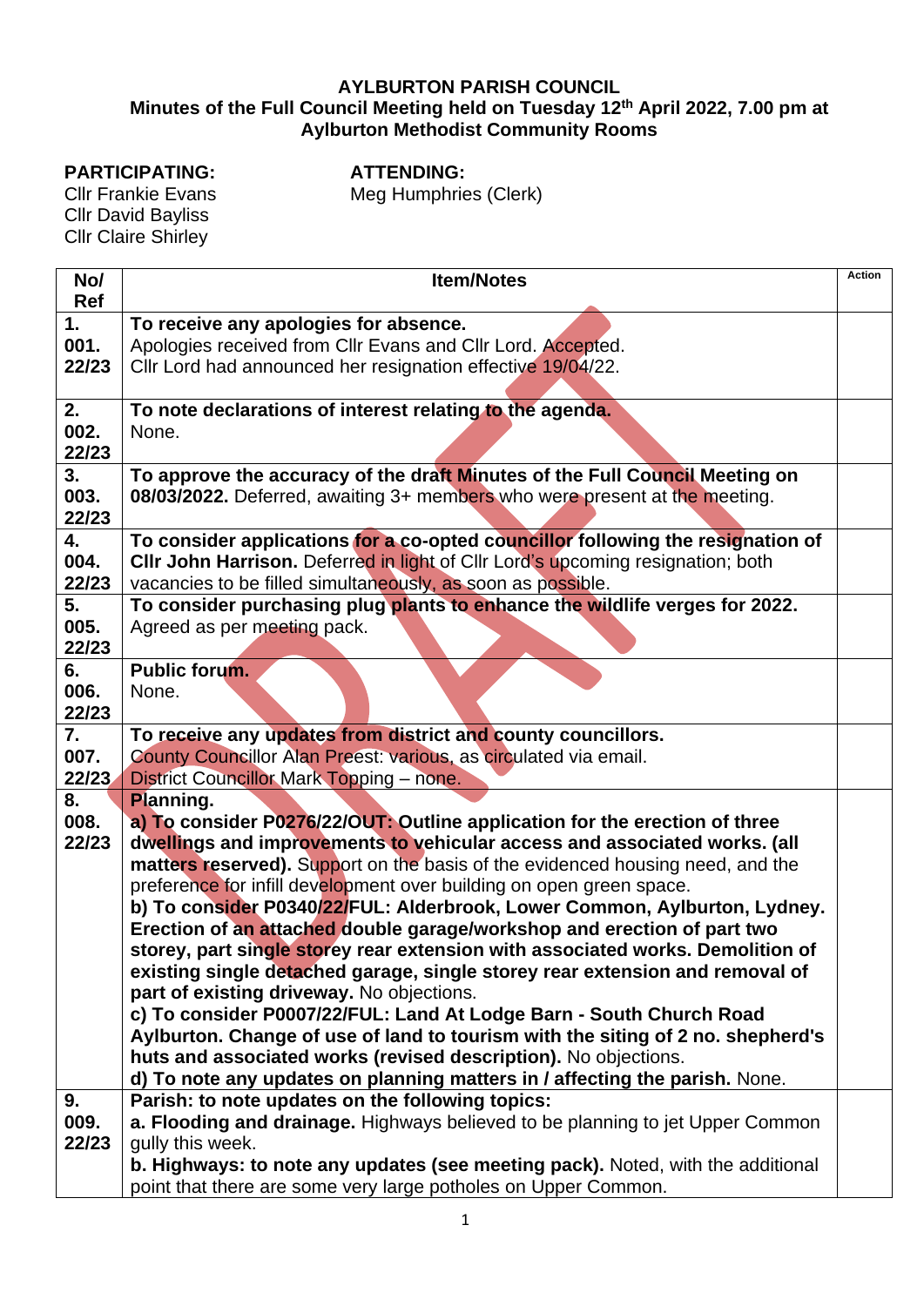# AYLBURTON PARISH COUNCIL

## Minutes of the Full Council Meeting held on Tuesday 12th April 2022, 7.00 pm at Aylburton Methodist Community Rooms

**PARTICIPATING:**
Cllr Frankie Evans
Cllr David Bayliss
Cllr Claire Shirley

**ATTENDING:**
Meg Humphries (Clerk)

| No/ Ref | Item/Notes | Action |
|---|---|---|
| 1. 001. 22/23 | **To receive any apologies for absence.** Apologies received from Cllr Evans and Cllr Lord. Accepted. Cllr Lord had announced her resignation effective 19/04/22. | |
| 2. 002. 22/23 | **To note declarations of interest relating to the agenda.** None. | |
| 3. 003. 22/23 | **To approve the accuracy of the draft Minutes of the Full Council Meeting on 08/03/2022.** Deferred, awaiting 3+ members who were present at the meeting. | |
| 4. 004. 22/23 | **To consider applications for a co-opted councillor following the resignation of Cllr John Harrison.** Deferred in light of Cllr Lord's upcoming resignation; both vacancies to be filled simultaneously, as soon as possible. | |
| 5. 005. 22/23 | **To consider purchasing plug plants to enhance the wildlife verges for 2022.** Agreed as per meeting pack. | |
| 6. 006. 22/23 | **Public forum.** None. | |
| 7. 007. 22/23 | **To receive any updates from district and county councillors.** County Councillor Alan Preest: various, as circulated via email. District Councillor Mark Topping – none. | |
| 8. 008. 22/23 | **Planning.** **a) To consider P0276/22/OUT: Outline application for the erection of three dwellings and improvements to vehicular access and associated works. (all matters reserved).** Support on the basis of the evidenced housing need, and the preference for infill development over building on open green space. **b) To consider P0340/22/FUL: Alderbrook, Lower Common, Aylburton, Lydney. Erection of an attached double garage/workshop and erection of part two storey, part single storey rear extension with associated works. Demolition of existing single detached garage, single storey rear extension and removal of part of existing driveway.** No objections. **c) To consider P0007/22/FUL: Land At Lodge Barn - South Church Road Aylburton. Change of use of land to tourism with the siting of 2 no. shepherd's huts and associated works (revised description).** No objections. **d) To note any updates on planning matters in / affecting the parish.** None. | |
| 9. 009. 22/23 | **Parish: to note updates on the following topics:** **a. Flooding and drainage.** Highways believed to be planning to jet Upper Common gully this week. **b. Highways: to note any updates (see meeting pack).** Noted, with the additional point that there are some very large potholes on Upper Common. | |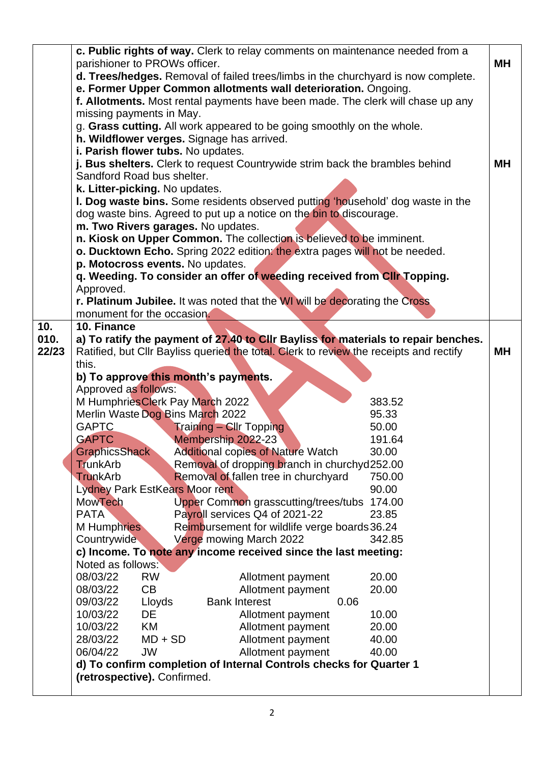| | | |
|---|---|---|
| | **c. Public rights of way.** Clerk to relay comments on maintenance needed from a parishioner to PROWs officer. | **MH** |
| | **d. Trees/hedges.** Removal of failed trees/limbs in the churchyard is now complete. | |
| | **e. Former Upper Common allotments wall deterioration.** Ongoing. | |
| | **f. Allotments.** Most rental payments have been made. The clerk will chase up any missing payments in May. | |
| | g. **Grass cutting.** All work appeared to be going smoothly on the whole. | |
| | **h. Wildflower verges.** Signage has arrived. | |
| | **i. Parish flower tubs.** No updates. | |
| | **j. Bus shelters.** Clerk to request Countrywide strim back the brambles behind Sandford Road bus shelter. | **MH** |
| | **k. Litter-picking.** No updates. | |
| | **l. Dog waste bins.** Some residents observed putting 'household' dog waste in the dog waste bins. Agreed to put up a notice on the bin to discourage. | |
| | **m. Two Rivers garages.** No updates. | |
| | **n. Kiosk on Upper Common.** The collection is believed to be imminent. | |
| | **o. Ducktown Echo.** Spring 2022 edition: the extra pages will not be needed. | |
| | **p. Motocross events.** No updates. | |
| | **q. Weeding. To consider an offer of weeding received from Cllr Topping.** Approved. | |
| | **r. Platinum Jubilee.** It was noted that the WI will be decorating the Cross monument for the occasion. | |
| **10. 010. 22/23** | **10. Finance** | |
| | **a) To ratify the payment of 27.40 to Cllr Bayliss for materials to repair benches.** Ratified, but Cllr Bayliss queried the total. Clerk to review the receipts and rectify this. | **MH** |
| | **b) To approve this month's payments.** Approved as follows: | |

| Payee | Description | Amount |
|---|---|---|
| M Humphries | Clerk Pay March 2022 | 383.52 |
| Merlin Waste | Dog Bins March 2022 | 95.33 |
| GAPTC | Training – Cllr Topping | 50.00 |
| GAPTC | Membership 2022-23 | 191.64 |
| GraphicsShack | Additional copies of Nature Watch | 30.00 |
| TrunkArb | Removal of dropping branch in churchyd | 252.00 |
| TrunkArb | Removal of fallen tree in churchyard | 750.00 |
| Lydney Park Est | Kears Moor rent | 90.00 |
| MowTech | Upper Common grasscutting/trees/tubs | 174.00 |
| PATA | Payroll services Q4 of 2021-22 | 23.85 |
| M Humphries | Reimbursement for wildlife verge boards | 36.24 |
| Countrywide | Verge mowing March 2022 | 342.85 |

**c) Income. To note any income received since the last meeting:**
Noted as follows:

| Date | Payer | Description | Amount |
|---|---|---|---|
| 08/03/22 | RW | Allotment payment | 20.00 |
| 08/03/22 | CB | Allotment payment | 20.00 |
| 09/03/22 | Lloyds | Bank Interest | 0.06 |
| 10/03/22 | DE | Allotment payment | 10.00 |
| 10/03/22 | KM | Allotment payment | 20.00 |
| 28/03/22 | MD + SD | Allotment payment | 40.00 |
| 06/04/22 | JW | Allotment payment | 40.00 |

**d) To confirm completion of Internal Controls checks for Quarter 1 (retrospective).** Confirmed.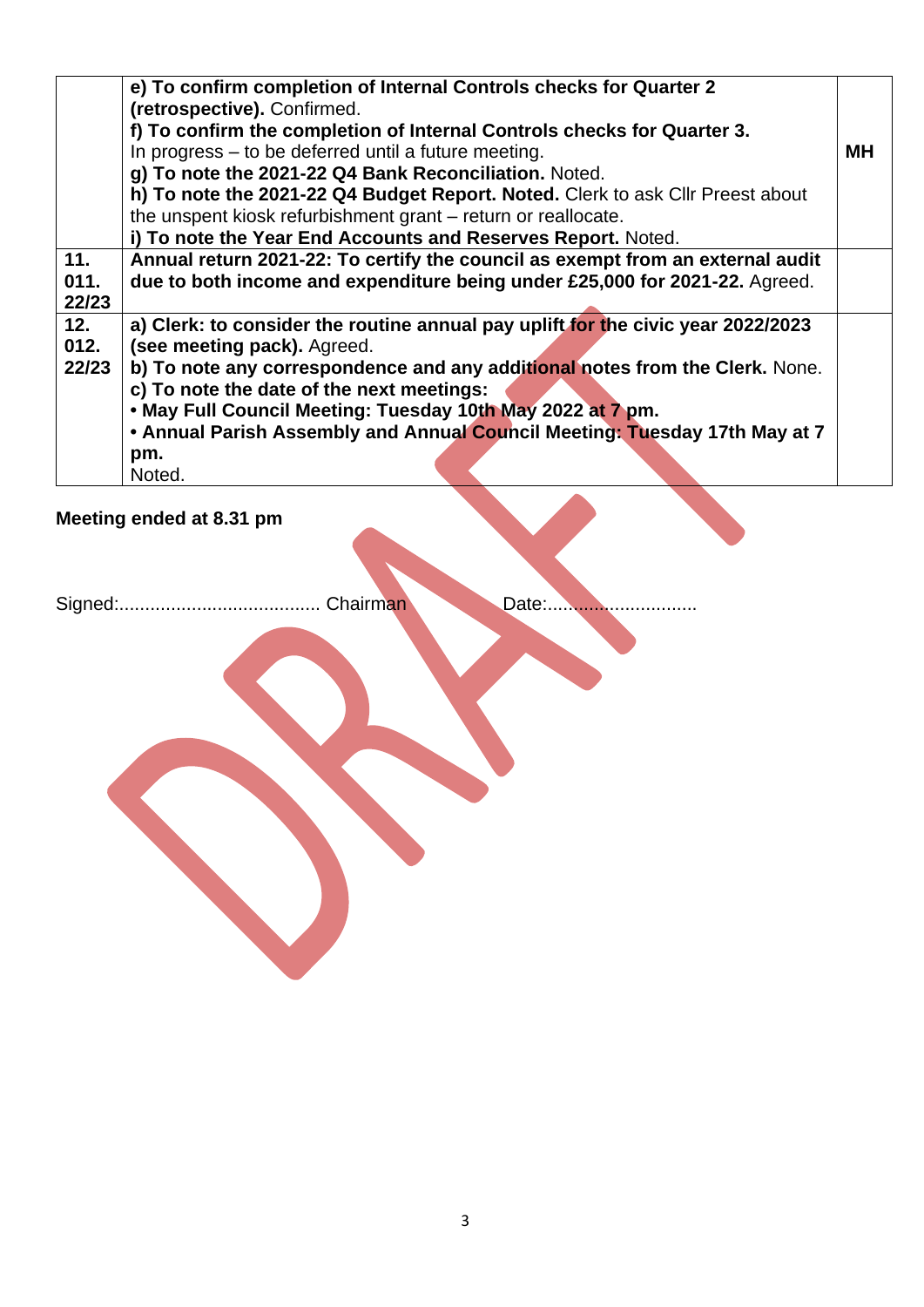| | | |
|---|---|---|
| | **e) To confirm completion of Internal Controls checks for Quarter 2 (retrospective).** Confirmed.<br>**f) To confirm the completion of Internal Controls checks for Quarter 3.** In progress – to be deferred until a future meeting.<br>**g) To note the 2021-22 Q4 Bank Reconciliation.** Noted.<br>**h) To note the 2021-22 Q4 Budget Report. Noted.** Clerk to ask Cllr Preest about the unspent kiosk refurbishment grant – return or reallocate.<br>**i) To note the Year End Accounts and Reserves Report.** Noted. | **MH** |
| **11. 011. 22/23** | **Annual return 2021-22: To certify the council as exempt from an external audit due to both income and expenditure being under £25,000 for 2021-22.** Agreed. | |
| **12. 012. 22/23** | **a) Clerk: to consider the routine annual pay uplift for the civic year 2022/2023 (see meeting pack).** Agreed.<br>**b) To note any correspondence and any additional notes from the Clerk.** None.<br>**c) To note the date of the next meetings:**<br>**• May Full Council Meeting: Tuesday 10th May 2022 at 7 pm.**<br>**• Annual Parish Assembly and Annual Council Meeting: Tuesday 17th May at 7 pm.**<br>Noted. | |

**Meeting ended at 8.31 pm**

Signed:....................................... Chairman Date:.............................

DRAFT